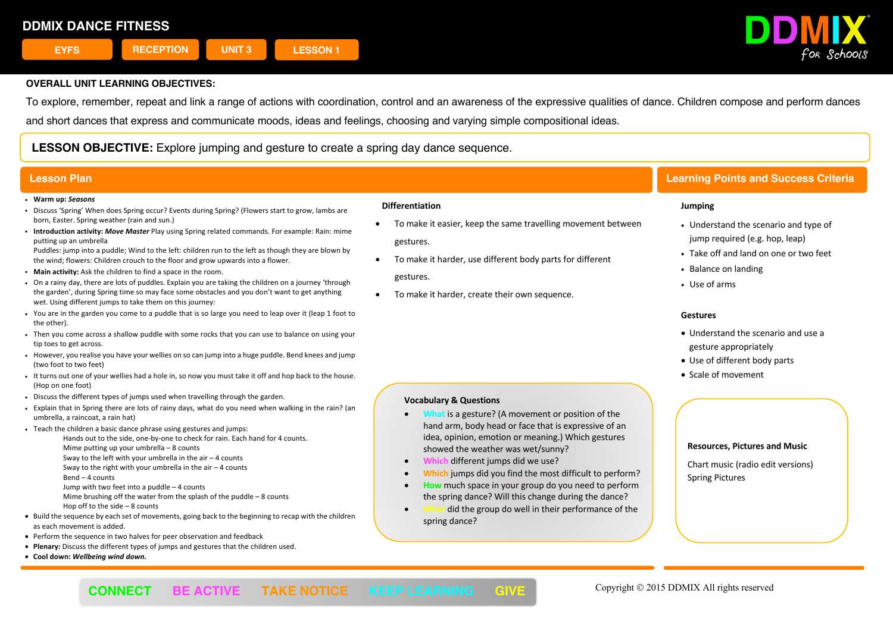# DDMIX DANCE FITNESS

EYFS | RECEPTION | UNIT 3 | LESSON 1

DDMIX for Schools

**OVERALL UNIT LEARNING OBJECTIVES:**

To explore, remember, repeat and link a range of actions with coordination, control and an awareness of the expressive qualities of dance. Children compose and perform dances and short dances that express and communicate moods, ideas and feelings, choosing and varying simple compositional ideas.

**LESSON OBJECTIVE:** Explore jumping and gesture to create a spring day dance sequence.

## Lesson Plan

- **Warm up: *Seasons***
- Discuss 'Spring' When does Spring occur? Events during Spring? (Flowers start to grow, lambs are born, Easter. Spring weather (rain and sun.)
- **Introduction activity: *Move Master*** Play using Spring related commands. For example: Rain: mime putting up an umbrella
  Puddles: jump into a puddle; Wind to the left: children run to the left as though they are blown by the wind; flowers: Children crouch to the floor and grow upwards into a flower.
- **Main activity:** Ask the children to find a space in the room.
- On a rainy day, there are lots of puddles. Explain you are taking the children on a journey 'through the garden', during Spring time so may face some obstacles and you don't want to get anything wet. Using different jumps to take them on this journey:
- You are in the garden you come to a puddle that is so large you need to leap over it (leap 1 foot to the other).
- Then you come across a shallow puddle with some rocks that you can use to balance on using your tip toes to get across.
- However, you realise you have your wellies on so can jump into a huge puddle. Bend knees and jump (two foot to two feet)
- It turns out one of your wellies had a hole in, so now you must take it off and hop back to the house. (Hop on one foot)
- Discuss the different types of jumps used when travelling through the garden.
- Explain that in Spring there are lots of rainy days, what do you need when walking in the rain? (an umbrella, a raincoat, a rain hat)
- Teach the children a basic dance phrase using gestures and jumps:
  - Hands out to the side, one-by-one to check for rain. Each hand for 4 counts.
  - Mime putting up your umbrella – 8 counts
  - Sway to the left with your umbrella in the air – 4 counts
  - Sway to the right with your umbrella in the air – 4 counts
  - Bend – 4 counts
  - Jump with two feet into a puddle – 4 counts
  - Mime brushing off the water from the splash of the puddle – 8 counts
  - Hop off to the side – 8 counts
- Build the sequence by each set of movements, going back to the beginning to recap with the children as each movement is added.
- Perform the sequence in two halves for peer observation and feedback
- **Plenary:** Discuss the different types of jumps and gestures that the children used.
- **Cool down: *Wellbeing wind down.***

### Differentiation

- To make it easier, keep the same travelling movement between gestures.
- To make it harder, use different body parts for different gestures.
- To make it harder, create their own sequence.

### Vocabulary & Questions

- **What** is a gesture? (A movement or position of the hand arm, body head or face that is expressive of an idea, opinion, emotion or meaning.) Which gestures showed the weather was wet/sunny?
- **Which** different jumps did we use?
- **Which** jumps did you find the most difficult to perform?
- **How** much space in your group do you need to perform the spring dance? Will this change during the dance?
- **What** did the group do well in their performance of the spring dance?

## Learning Points and Success Criteria

**Jumping**

- Understand the scenario and type of jump required (e.g. hop, leap)
- Take off and land on one or two feet
- Balance on landing
- Use of arms

**Gestures**

- Understand the scenario and use a gesture appropriately
- Use of different body parts
- Scale of movement

**Resources, Pictures and Music**

Chart music (radio edit versions)
Spring Pictures

CONNECT | BE ACTIVE | TAKE NOTICE | KEEP LEARNING | GIVE

Copyright © 2015 DDMIX All rights reserved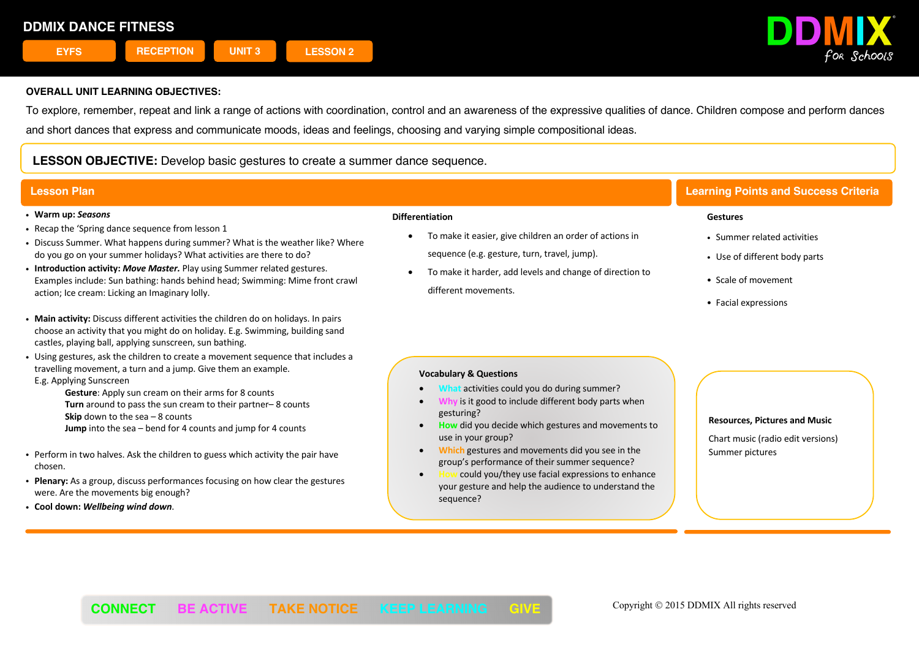# DDMIX DANCE FITNESS

EYFS | RECEPTION | UNIT 3 | LESSON 2

DDMIX for Schools

**OVERALL UNIT LEARNING OBJECTIVES:**

To explore, remember, repeat and link a range of actions with coordination, control and an awareness of the expressive qualities of dance. Children compose and perform dances and short dances that express and communicate moods, ideas and feelings, choosing and varying simple compositional ideas.

**LESSON OBJECTIVE:** Develop basic gestures to create a summer dance sequence.

## Lesson Plan

- **Warm up:** ***Seasons***
- Recap the 'Spring dance sequence from lesson 1
- Discuss Summer. What happens during summer? What is the weather like? Where do you go on your summer holidays? What activities are there to do?
- **Introduction activity:** ***Move Master.*** Play using Summer related gestures. Examples include: Sun bathing: hands behind head; Swimming: Mime front crawl action; Ice cream: Licking an Imaginary lolly.
- **Main activity:** Discuss different activities the children do on holidays. In pairs choose an activity that you might do on holiday. E.g. Swimming, building sand castles, playing ball, applying sunscreen, sun bathing.
- Using gestures, ask the children to create a movement sequence that includes a travelling movement, a turn and a jump. Give them an example.
  E.g. Applying Sunscreen
  - **Gesture**: Apply sun cream on their arms for 8 counts
  - **Turn** around to pass the sun cream to their partner– 8 counts
  - **Skip** down to the sea – 8 counts
  - **Jump** into the sea – bend for 4 counts and jump for 4 counts
- Perform in two halves. Ask the children to guess which activity the pair have chosen.
- **Plenary:** As a group, discuss performances focusing on how clear the gestures were. Are the movements big enough?
- **Cool down:** ***Wellbeing wind down***.

### Differentiation

- To make it easier, give children an order of actions in sequence (e.g. gesture, turn, travel, jump).
- To make it harder, add levels and change of direction to different movements.

### Vocabulary & Questions

- What activities could you do during summer?
- Why is it good to include different body parts when gesturing?
- How did you decide which gestures and movements to use in your group?
- Which gestures and movements did you see in the group's performance of their summer sequence?
- How could you/they use facial expressions to enhance your gesture and help the audience to understand the sequence?

## Learning Points and Success Criteria

### Gestures

- Summer related activities
- Use of different body parts
- Scale of movement
- Facial expressions

### Resources, Pictures and Music

Chart music (radio edit versions)
Summer pictures

CONNECT | BE ACTIVE | TAKE NOTICE | KEEP LEARNING | GIVE

Copyright © 2015 DDMIX All rights reserved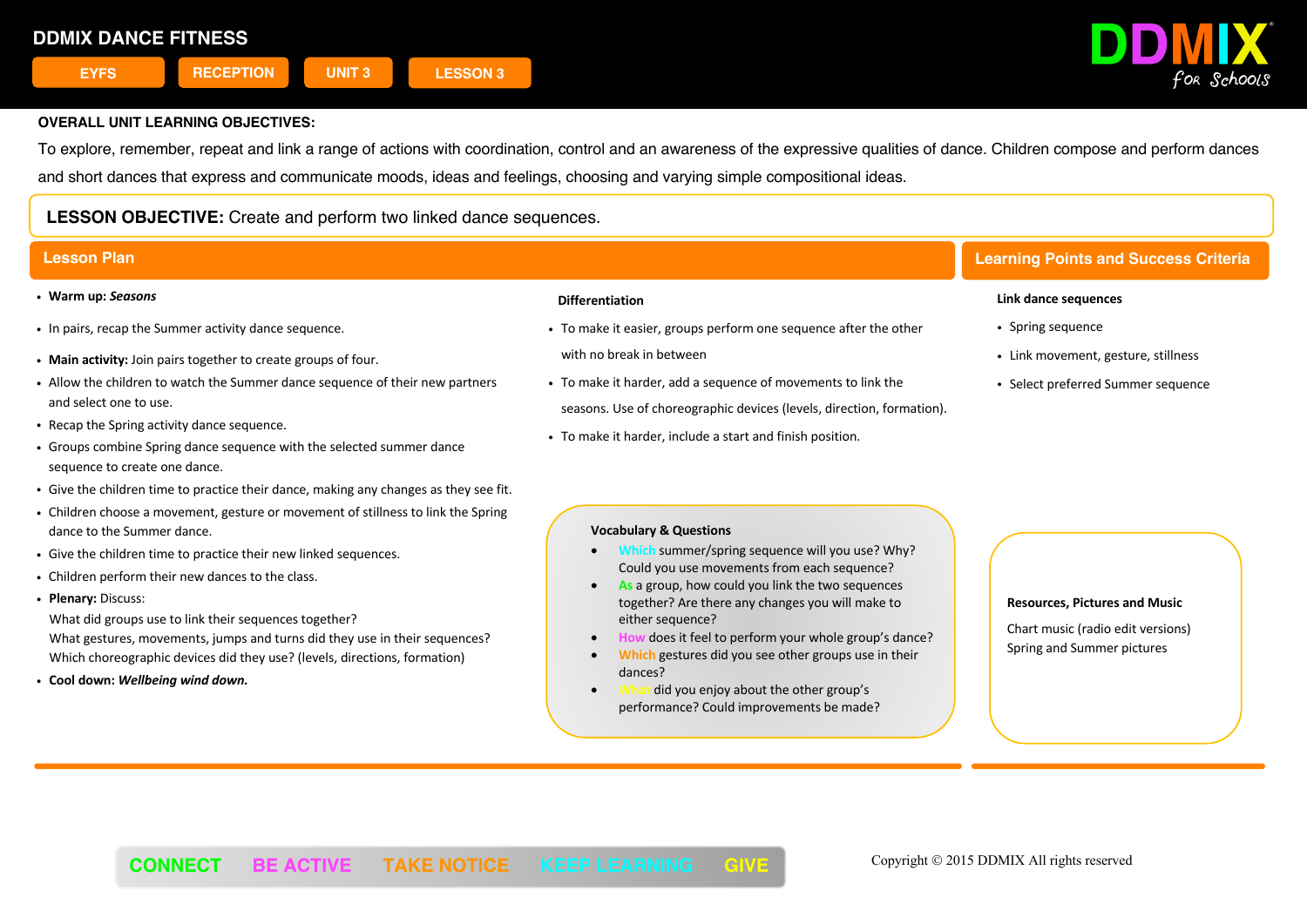# DDMIX DANCE FITNESS

EYFS | RECEPTION | UNIT 3 | LESSON 3

DDMIX for Schools

**OVERALL UNIT LEARNING OBJECTIVES:**

To explore, remember, repeat and link a range of actions with coordination, control and an awareness of the expressive qualities of dance. Children compose and perform dances and short dances that express and communicate moods, ideas and feelings, choosing and varying simple compositional ideas.

**LESSON OBJECTIVE:** Create and perform two linked dance sequences.

## Lesson Plan

- **Warm up:** ***Seasons***
- In pairs, recap the Summer activity dance sequence.
- **Main activity:** Join pairs together to create groups of four.
- Allow the children to watch the Summer dance sequence of their new partners and select one to use.
- Recap the Spring activity dance sequence.
- Groups combine Spring dance sequence with the selected summer dance sequence to create one dance.
- Give the children time to practice their dance, making any changes as they see fit.
- Children choose a movement, gesture or movement of stillness to link the Spring dance to the Summer dance.
- Give the children time to practice their new linked sequences.
- Children perform their new dances to the class.
- **Plenary:** Discuss:
  What did groups use to link their sequences together?
  What gestures, movements, jumps and turns did they use in their sequences?
  Which choreographic devices did they use? (levels, directions, formation)
- **Cool down:** ***Wellbeing wind down.***

### Differentiation

- To make it easier, groups perform one sequence after the other with no break in between
- To make it harder, add a sequence of movements to link the seasons. Use of choreographic devices (levels, direction, formation).
- To make it harder, include a start and finish position.

### Vocabulary & Questions

- Which summer/spring sequence will you use? Why? Could you use movements from each sequence?
- As a group, how could you link the two sequences together? Are there any changes you will make to either sequence?
- How does it feel to perform your whole group's dance?
- Which gestures did you see other groups use in their dances?
- What did you enjoy about the other group's performance? Could improvements be made?

## Learning Points and Success Criteria

**Link dance sequences**

- Spring sequence
- Link movement, gesture, stillness
- Select preferred Summer sequence

**Resources, Pictures and Music**

Chart music (radio edit versions)
Spring and Summer pictures

CONNECT BE ACTIVE TAKE NOTICE KEEP LEARNING GIVE

Copyright © 2015 DDMIX All rights reserved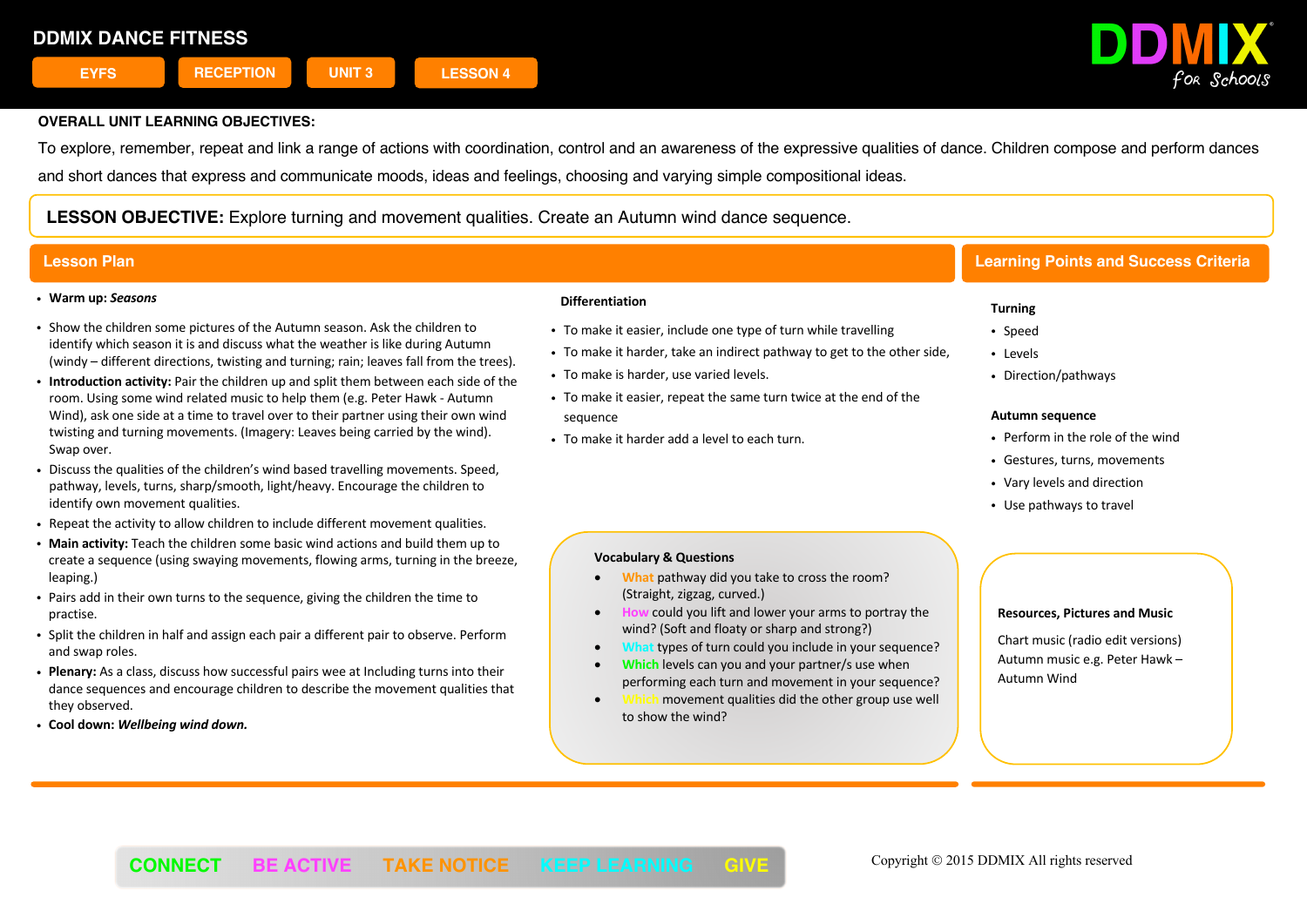# DDMIX DANCE FITNESS

EYFS | RECEPTION | UNIT 3 | LESSON 4

DDMIX for Schools

**OVERALL UNIT LEARNING OBJECTIVES:**

To explore, remember, repeat and link a range of actions with coordination, control and an awareness of the expressive qualities of dance. Children compose and perform dances and short dances that express and communicate moods, ideas and feelings, choosing and varying simple compositional ideas.

**LESSON OBJECTIVE:** Explore turning and movement qualities. Create an Autumn wind dance sequence.

## Lesson Plan

- **Warm up:** ***Seasons***
- Show the children some pictures of the Autumn season. Ask the children to identify which season it is and discuss what the weather is like during Autumn (windy – different directions, twisting and turning; rain; leaves fall from the trees).
- **Introduction activity:** Pair the children up and split them between each side of the room. Using some wind related music to help them (e.g. Peter Hawk - Autumn Wind), ask one side at a time to travel over to their partner using their own wind twisting and turning movements. (Imagery: Leaves being carried by the wind). Swap over.
- Discuss the qualities of the children's wind based travelling movements. Speed, pathway, levels, turns, sharp/smooth, light/heavy. Encourage the children to identify own movement qualities.
- Repeat the activity to allow children to include different movement qualities.
- **Main activity:** Teach the children some basic wind actions and build them up to create a sequence (using swaying movements, flowing arms, turning in the breeze, leaping.)
- Pairs add in their own turns to the sequence, giving the children the time to practise.
- Split the children in half and assign each pair a different pair to observe. Perform and swap roles.
- **Plenary:** As a class, discuss how successful pairs wee at Including turns into their dance sequences and encourage children to describe the movement qualities that they observed.
- **Cool down:** ***Wellbeing wind down.***

### Differentiation

- To make it easier, include one type of turn while travelling
- To make it harder, take an indirect pathway to get to the other side,
- To make is harder, use varied levels.
- To make it easier, repeat the same turn twice at the end of the sequence
- To make it harder add a level to each turn.

### Vocabulary & Questions

- What pathway did you take to cross the room? (Straight, zigzag, curved.)
- How could you lift and lower your arms to portray the wind? (Soft and floaty or sharp and strong?)
- What types of turn could you include in your sequence?
- Which levels can you and your partner/s use when performing each turn and movement in your sequence?
- Which movement qualities did the other group use well to show the wind?

## Learning Points and Success Criteria

**Turning**

- Speed
- Levels
- Direction/pathways

**Autumn sequence**

- Perform in the role of the wind
- Gestures, turns, movements
- Vary levels and direction
- Use pathways to travel

### Resources, Pictures and Music

Chart music (radio edit versions)
Autumn music e.g. Peter Hawk – Autumn Wind

CONNECT | BE ACTIVE | TAKE NOTICE | KEEP LEARNING | GIVE

Copyright © 2015 DDMIX All rights reserved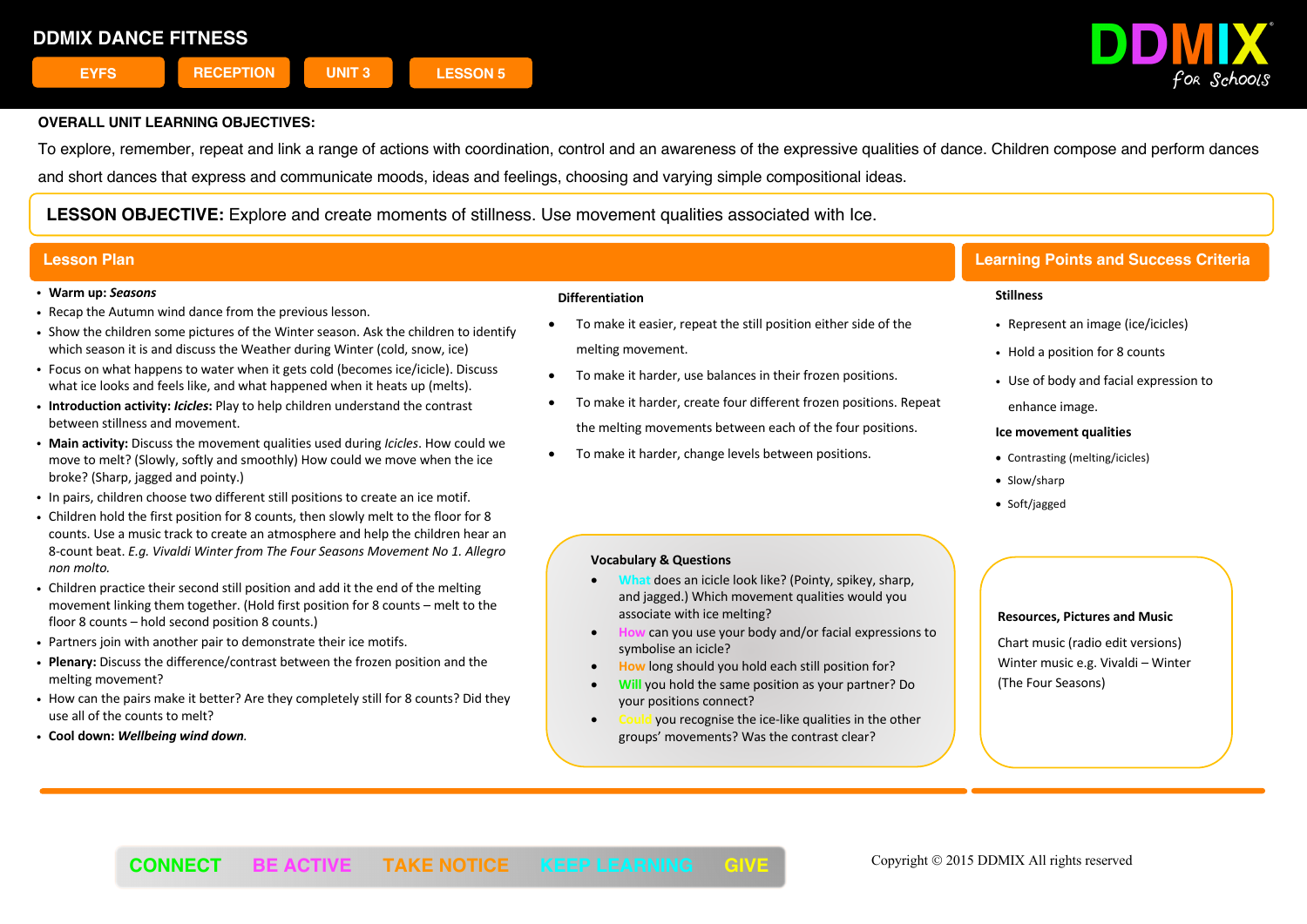# DDMIX DANCE FITNESS

EYFS | RECEPTION | UNIT 3 | LESSON 5

DDMIX for Schools

**OVERALL UNIT LEARNING OBJECTIVES:**

To explore, remember, repeat and link a range of actions with coordination, control and an awareness of the expressive qualities of dance. Children compose and perform dances and short dances that express and communicate moods, ideas and feelings, choosing and varying simple compositional ideas.

**LESSON OBJECTIVE:** Explore and create moments of stillness. Use movement qualities associated with Ice.

## Lesson Plan

- **Warm up:** ***Seasons***
- Recap the Autumn wind dance from the previous lesson.
- Show the children some pictures of the Winter season. Ask the children to identify which season it is and discuss the Weather during Winter (cold, snow, ice)
- Focus on what happens to water when it gets cold (becomes ice/icicle). Discuss what ice looks and feels like, and what happened when it heats up (melts).
- **Introduction activity:** ***Icicles*****:** Play to help children understand the contrast between stillness and movement.
- **Main activity:** Discuss the movement qualities used during *Icicles*. How could we move to melt? (Slowly, softly and smoothly) How could we move when the ice broke? (Sharp, jagged and pointy.)
- In pairs, children choose two different still positions to create an ice motif.
- Children hold the first position for 8 counts, then slowly melt to the floor for 8 counts. Use a music track to create an atmosphere and help the children hear an 8-count beat. *E.g. Vivaldi Winter from The Four Seasons Movement No 1. Allegro non molto.*
- Children practice their second still position and add it the end of the melting movement linking them together. (Hold first position for 8 counts – melt to the floor 8 counts – hold second position 8 counts.)
- Partners join with another pair to demonstrate their ice motifs.
- **Plenary:** Discuss the difference/contrast between the frozen position and the melting movement?
- How can the pairs make it better? Are they completely still for 8 counts? Did they use all of the counts to melt?
- **Cool down:** ***Wellbeing wind down*****.**

### Differentiation

- To make it easier, repeat the still position either side of the melting movement.
- To make it harder, use balances in their frozen positions.
- To make it harder, create four different frozen positions. Repeat the melting movements between each of the four positions.
- To make it harder, change levels between positions.

### Vocabulary & Questions

- What does an icicle look like? (Pointy, spikey, sharp, and jagged.) Which movement qualities would you associate with ice melting?
- How can you use your body and/or facial expressions to symbolise an icicle?
- How long should you hold each still position for?
- Will you hold the same position as your partner? Do your positions connect?
- Could you recognise the ice-like qualities in the other groups' movements? Was the contrast clear?

## Learning Points and Success Criteria

**Stillness**

- Represent an image (ice/icicles)
- Hold a position for 8 counts
- Use of body and facial expression to enhance image.

**Ice movement qualities**

- Contrasting (melting/icicles)
- Slow/sharp
- Soft/jagged

### Resources, Pictures and Music

Chart music (radio edit versions)
Winter music e.g. Vivaldi – Winter (The Four Seasons)

CONNECT | BE ACTIVE | TAKE NOTICE | KEEP LEARNING | GIVE

Copyright © 2015 DDMIX All rights reserved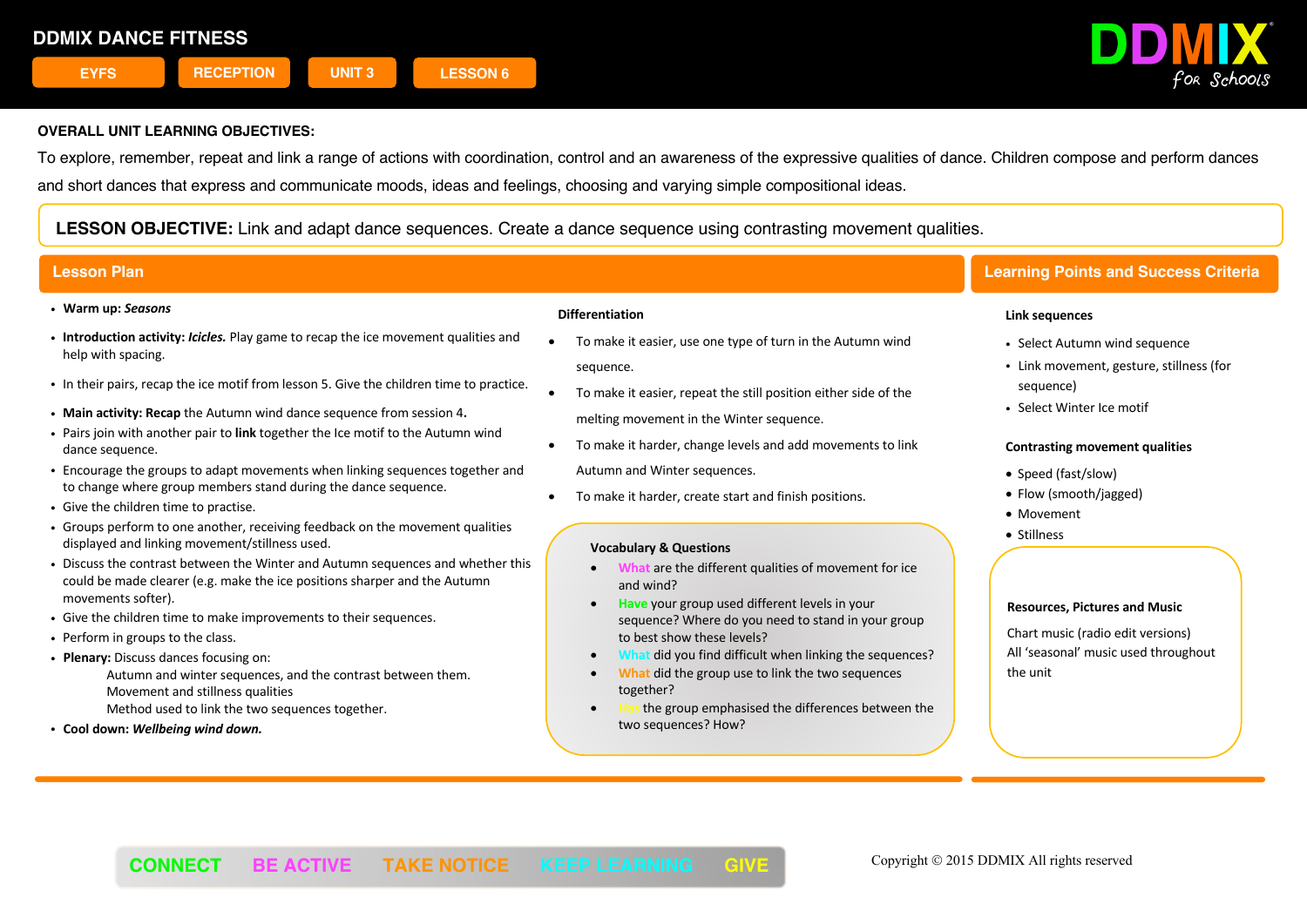# DDMIX DANCE FITNESS

EYFS | RECEPTION | UNIT 3 | LESSON 6

DDMIX for Schools

**OVERALL UNIT LEARNING OBJECTIVES:**

To explore, remember, repeat and link a range of actions with coordination, control and an awareness of the expressive qualities of dance. Children compose and perform dances and short dances that express and communicate moods, ideas and feelings, choosing and varying simple compositional ideas.

**LESSON OBJECTIVE:** Link and adapt dance sequences. Create a dance sequence using contrasting movement qualities.

## Lesson Plan

- **Warm up:** ***Seasons***
- **Introduction activity:** ***Icicles.*** Play game to recap the ice movement qualities and help with spacing.
- In their pairs, recap the ice motif from lesson 5. Give the children time to practice.
- **Main activity: Recap** the Autumn wind dance sequence from session 4**.**
- Pairs join with another pair to **link** together the Ice motif to the Autumn wind dance sequence.
- Encourage the groups to adapt movements when linking sequences together and to change where group members stand during the dance sequence.
- Give the children time to practise.
- Groups perform to one another, receiving feedback on the movement qualities displayed and linking movement/stillness used.
- Discuss the contrast between the Winter and Autumn sequences and whether this could be made clearer (e.g. make the ice positions sharper and the Autumn movements softer).
- Give the children time to make improvements to their sequences.
- Perform in groups to the class.
- **Plenary:** Discuss dances focusing on:
  - Autumn and winter sequences, and the contrast between them.
  - Movement and stillness qualities
  - Method used to link the two sequences together.
- **Cool down:** ***Wellbeing wind down.***

### Differentiation

- To make it easier, use one type of turn in the Autumn wind sequence.
- To make it easier, repeat the still position either side of the melting movement in the Winter sequence.
- To make it harder, change levels and add movements to link Autumn and Winter sequences.
- To make it harder, create start and finish positions.

### Vocabulary & Questions

- What are the different qualities of movement for ice and wind?
- Have your group used different levels in your sequence? Where do you need to stand in your group to best show these levels?
- What did you find difficult when linking the sequences?
- What did the group use to link the two sequences together?
- Has the group emphasised the differences between the two sequences? How?

## Learning Points and Success Criteria

### Link sequences

- Select Autumn wind sequence
- Link movement, gesture, stillness (for sequence)
- Select Winter Ice motif

### Contrasting movement qualities

- Speed (fast/slow)
- Flow (smooth/jagged)
- Movement
- Stillness

### Resources, Pictures and Music

Chart music (radio edit versions)
All 'seasonal' music used throughout the unit

CONNECT BE ACTIVE TAKE NOTICE KEEP LEARNING GIVE

Copyright © 2015 DDMIX All rights reserved